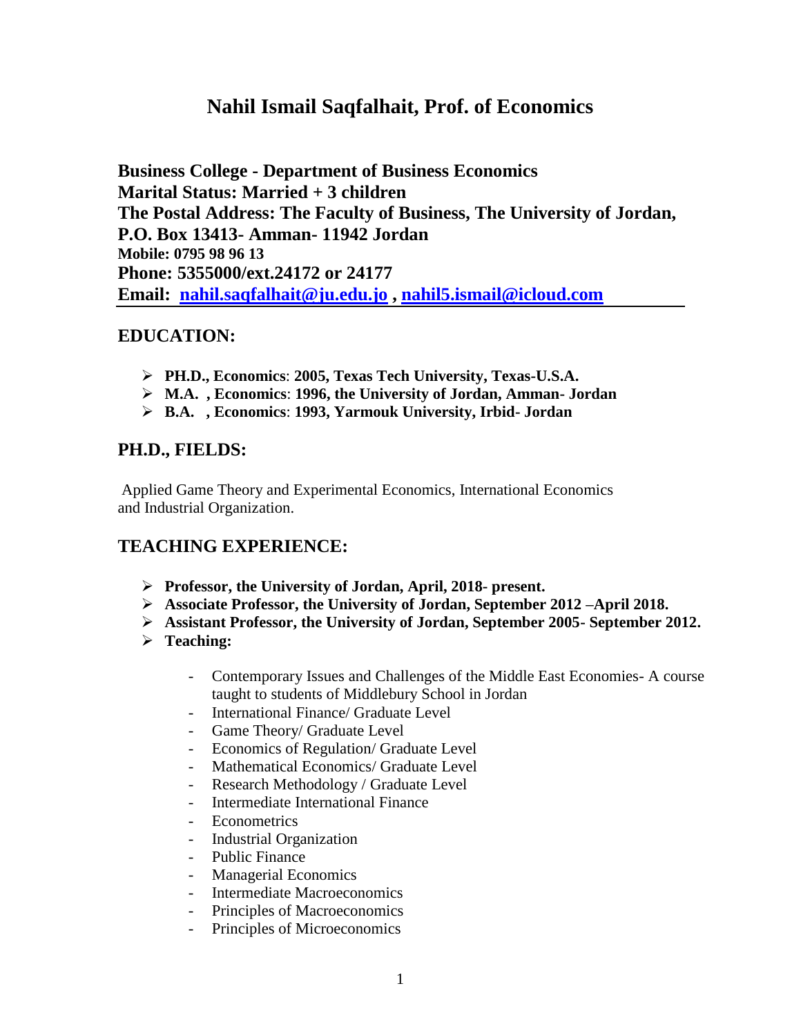# Nahil Ismail Saqfalhait, Prof. of Economics

**Business College - Department of Business Economics**
**Marital Status: Married + 3 children**
**The Postal Address: The Faculty of Business, The University of Jordan,**
**P.O. Box 13413- Amman- 11942 Jordan**
**Mobile: 0795 98 96 13**
**Phone: 5355000/ext.24172 or 24177**
**Email: nahil.saqfalhait@ju.edu.jo , nahil5.ismail@icloud.com**

## EDUCATION:

- **PH.D., Economics**: **2005, Texas Tech University, Texas-U.S.A.**
- **M.A. , Economics**: **1996, the University of Jordan, Amman- Jordan**
- **B.A. , Economics**: **1993, Yarmouk University, Irbid- Jordan**

## PH.D., FIELDS:

Applied Game Theory and Experimental Economics, International Economics and Industrial Organization.

## TEACHING EXPERIENCE:

- **Professor, the University of Jordan, April, 2018- present.**
- **Associate Professor, the University of Jordan, September 2012 –April 2018.**
- **Assistant Professor, the University of Jordan, September 2005- September 2012.**
- **Teaching:**
    - Contemporary Issues and Challenges of the Middle East Economies- A course taught to students of Middlebury School in Jordan
    - International Finance/ Graduate Level
    - Game Theory/ Graduate Level
    - Economics of Regulation/ Graduate Level
    - Mathematical Economics/ Graduate Level
    - Research Methodology / Graduate Level
    - Intermediate International Finance
    - Econometrics
    - Industrial Organization
    - Public Finance
    - Managerial Economics
    - Intermediate Macroeconomics
    - Principles of Macroeconomics
    - Principles of Microeconomics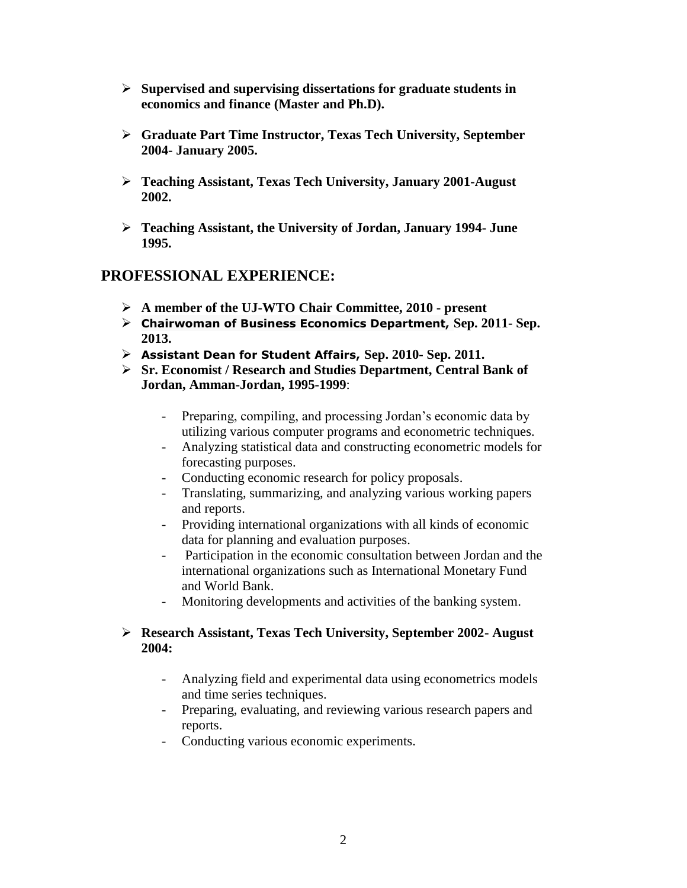- **Supervised and supervising dissertations for graduate students in economics and finance (Master and Ph.D).**

- **Graduate Part Time Instructor, Texas Tech University, September 2004- January 2005.**

- **Teaching Assistant, Texas Tech University, January 2001-August 2002.**

- **Teaching Assistant, the University of Jordan, January 1994- June 1995.**

## PROFESSIONAL EXPERIENCE:

- **A member of the UJ-WTO Chair Committee, 2010 - present**
- **Chairwoman of Business Economics Department, Sep. 2011- Sep. 2013.**
- **Assistant Dean for Student Affairs, Sep. 2010- Sep. 2011.**
- **Sr. Economist / Research and Studies Department, Central Bank of Jordan, Amman-Jordan, 1995-1999**:

  - Preparing, compiling, and processing Jordan's economic data by utilizing various computer programs and econometric techniques.
  - Analyzing statistical data and constructing econometric models for forecasting purposes.
  - Conducting economic research for policy proposals.
  - Translating, summarizing, and analyzing various working papers and reports.
  - Providing international organizations with all kinds of economic data for planning and evaluation purposes.
  - Participation in the economic consultation between Jordan and the international organizations such as International Monetary Fund and World Bank.
  - Monitoring developments and activities of the banking system.

- **Research Assistant, Texas Tech University, September 2002- August 2004:**

  - Analyzing field and experimental data using econometrics models and time series techniques.
  - Preparing, evaluating, and reviewing various research papers and reports.
  - Conducting various economic experiments.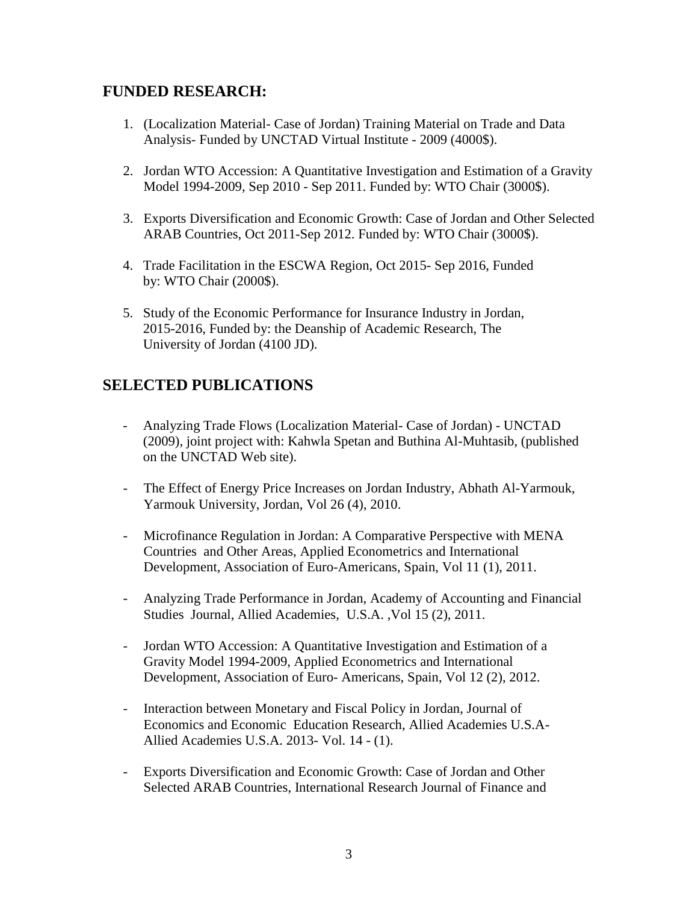## FUNDED RESEARCH:

1. (Localization Material- Case of Jordan) Training Material on Trade and Data Analysis- Funded by UNCTAD Virtual Institute - 2009 (4000$).

2. Jordan WTO Accession: A Quantitative Investigation and Estimation of a Gravity Model 1994-2009, Sep 2010 - Sep 2011. Funded by: WTO Chair (3000$).

3. Exports Diversification and Economic Growth: Case of Jordan and Other Selected ARAB Countries, Oct 2011-Sep 2012. Funded by: WTO Chair (3000$).

4. Trade Facilitation in the ESCWA Region, Oct 2015- Sep 2016, Funded by: WTO Chair (2000$).

5. Study of the Economic Performance for Insurance Industry in Jordan, 2015-2016, Funded by: the Deanship of Academic Research, The University of Jordan (4100 JD).

## SELECTED PUBLICATIONS

- Analyzing Trade Flows (Localization Material- Case of Jordan) - UNCTAD (2009), joint project with: Kahwla Spetan and Buthina Al-Muhtasib, (published on the UNCTAD Web site).

- The Effect of Energy Price Increases on Jordan Industry, Abhath Al-Yarmouk, Yarmouk University, Jordan, Vol 26 (4), 2010.

- Microfinance Regulation in Jordan: A Comparative Perspective with MENA Countries and Other Areas, Applied Econometrics and International Development, Association of Euro-Americans, Spain, Vol 11 (1), 2011.

- Analyzing Trade Performance in Jordan, Academy of Accounting and Financial Studies Journal, Allied Academies, U.S.A. ,Vol 15 (2), 2011.

- Jordan WTO Accession: A Quantitative Investigation and Estimation of a Gravity Model 1994-2009, Applied Econometrics and International Development, Association of Euro- Americans, Spain, Vol 12 (2), 2012.

- Interaction between Monetary and Fiscal Policy in Jordan, Journal of Economics and Economic Education Research, Allied Academies U.S.A- Allied Academies U.S.A. 2013- Vol. 14 - (1).

- Exports Diversification and Economic Growth: Case of Jordan and Other Selected ARAB Countries, International Research Journal of Finance and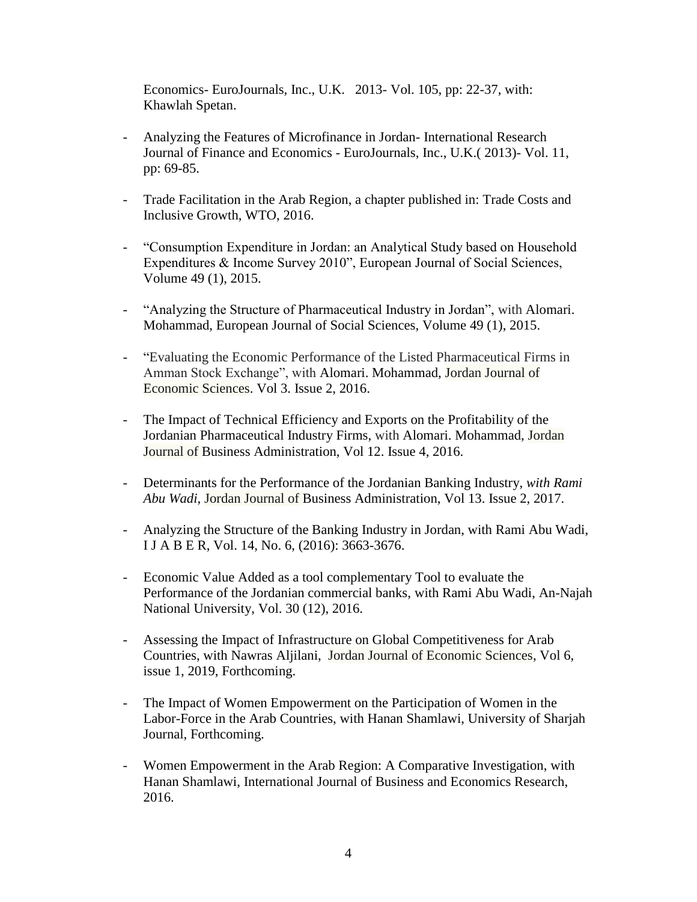Economics- EuroJournals, Inc., U.K.   2013- Vol. 105, pp: 22-37, with: Khawlah Spetan.

- Analyzing the Features of Microfinance in Jordan- International Research Journal of Finance and Economics - EuroJournals, Inc., U.K.( 2013)- Vol. 11, pp: 69-85.

- Trade Facilitation in the Arab Region, a chapter published in: Trade Costs and Inclusive Growth, WTO, 2016.

- "Consumption Expenditure in Jordan: an Analytical Study based on Household Expenditures & Income Survey 2010", European Journal of Social Sciences, Volume 49 (1), 2015.

- "Analyzing the Structure of Pharmaceutical Industry in Jordan", with Alomari. Mohammad, European Journal of Social Sciences, Volume 49 (1), 2015.

- "Evaluating the Economic Performance of the Listed Pharmaceutical Firms in Amman Stock Exchange", with Alomari. Mohammad, Jordan Journal of Economic Sciences. Vol 3. Issue 2, 2016.

- The Impact of Technical Efficiency and Exports on the Profitability of the Jordanian Pharmaceutical Industry Firms, with Alomari. Mohammad, Jordan Journal of Business Administration, Vol 12. Issue 4, 2016.

- Determinants for the Performance of the Jordanian Banking Industry, *with Rami Abu Wadi*, Jordan Journal of Business Administration, Vol 13. Issue 2, 2017.

- Analyzing the Structure of the Banking Industry in Jordan, with Rami Abu Wadi, I J A B E R, Vol. 14, No. 6, (2016): 3663-3676.

- Economic Value Added as a tool complementary Tool to evaluate the Performance of the Jordanian commercial banks, with Rami Abu Wadi, An-Najah National University, Vol. 30 (12), 2016.

- Assessing the Impact of Infrastructure on Global Competitiveness for Arab Countries, with Nawras Aljilani, Jordan Journal of Economic Sciences, Vol 6, issue 1, 2019, Forthcoming.

- The Impact of Women Empowerment on the Participation of Women in the Labor-Force in the Arab Countries, with Hanan Shamlawi, University of Sharjah Journal, Forthcoming.

- Women Empowerment in the Arab Region: A Comparative Investigation, with Hanan Shamlawi, International Journal of Business and Economics Research, 2016.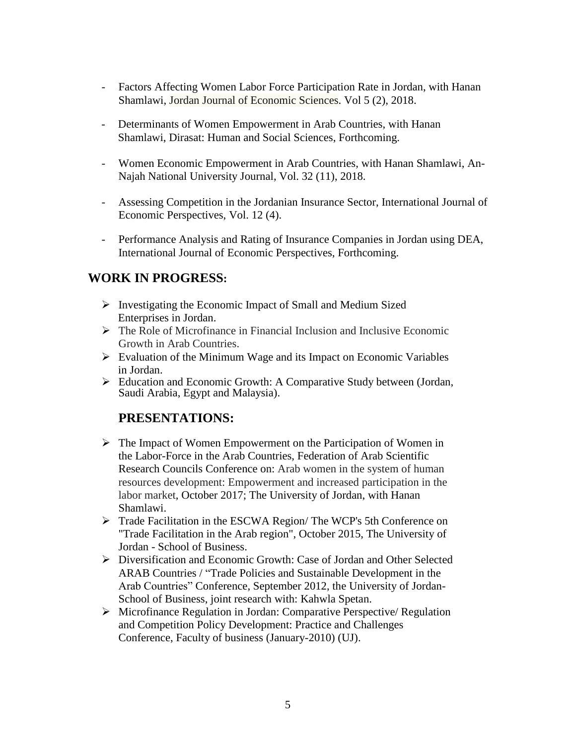- Factors Affecting Women Labor Force Participation Rate in Jordan, with Hanan Shamlawi, Jordan Journal of Economic Sciences. Vol 5 (2), 2018.

- Determinants of Women Empowerment in Arab Countries, with Hanan Shamlawi, Dirasat: Human and Social Sciences, Forthcoming.

- Women Economic Empowerment in Arab Countries, with Hanan Shamlawi, An-Najah National University Journal, Vol. 32 (11), 2018.

- Assessing Competition in the Jordanian Insurance Sector, International Journal of Economic Perspectives, Vol. 12 (4).

- Performance Analysis and Rating of Insurance Companies in Jordan using DEA, International Journal of Economic Perspectives, Forthcoming.

## WORK IN PROGRESS:

- Investigating the Economic Impact of Small and Medium Sized Enterprises in Jordan.
- The Role of Microfinance in Financial Inclusion and Inclusive Economic Growth in Arab Countries.
- Evaluation of the Minimum Wage and its Impact on Economic Variables in Jordan.
- Education and Economic Growth: A Comparative Study between (Jordan, Saudi Arabia, Egypt and Malaysia).

## PRESENTATIONS:

- The Impact of Women Empowerment on the Participation of Women in the Labor-Force in the Arab Countries, Federation of Arab Scientific Research Councils Conference on: Arab women in the system of human resources development: Empowerment and increased participation in the labor market, October 2017; The University of Jordan, with Hanan Shamlawi.
- Trade Facilitation in the ESCWA Region/ The WCP's 5th Conference on "Trade Facilitation in the Arab region", October 2015, The University of Jordan - School of Business.
- Diversification and Economic Growth: Case of Jordan and Other Selected ARAB Countries / "Trade Policies and Sustainable Development in the Arab Countries" Conference, September 2012, the University of Jordan-School of Business, joint research with: Kahwla Spetan.
- Microfinance Regulation in Jordan: Comparative Perspective/ Regulation and Competition Policy Development: Practice and Challenges Conference, Faculty of business (January-2010) (UJ).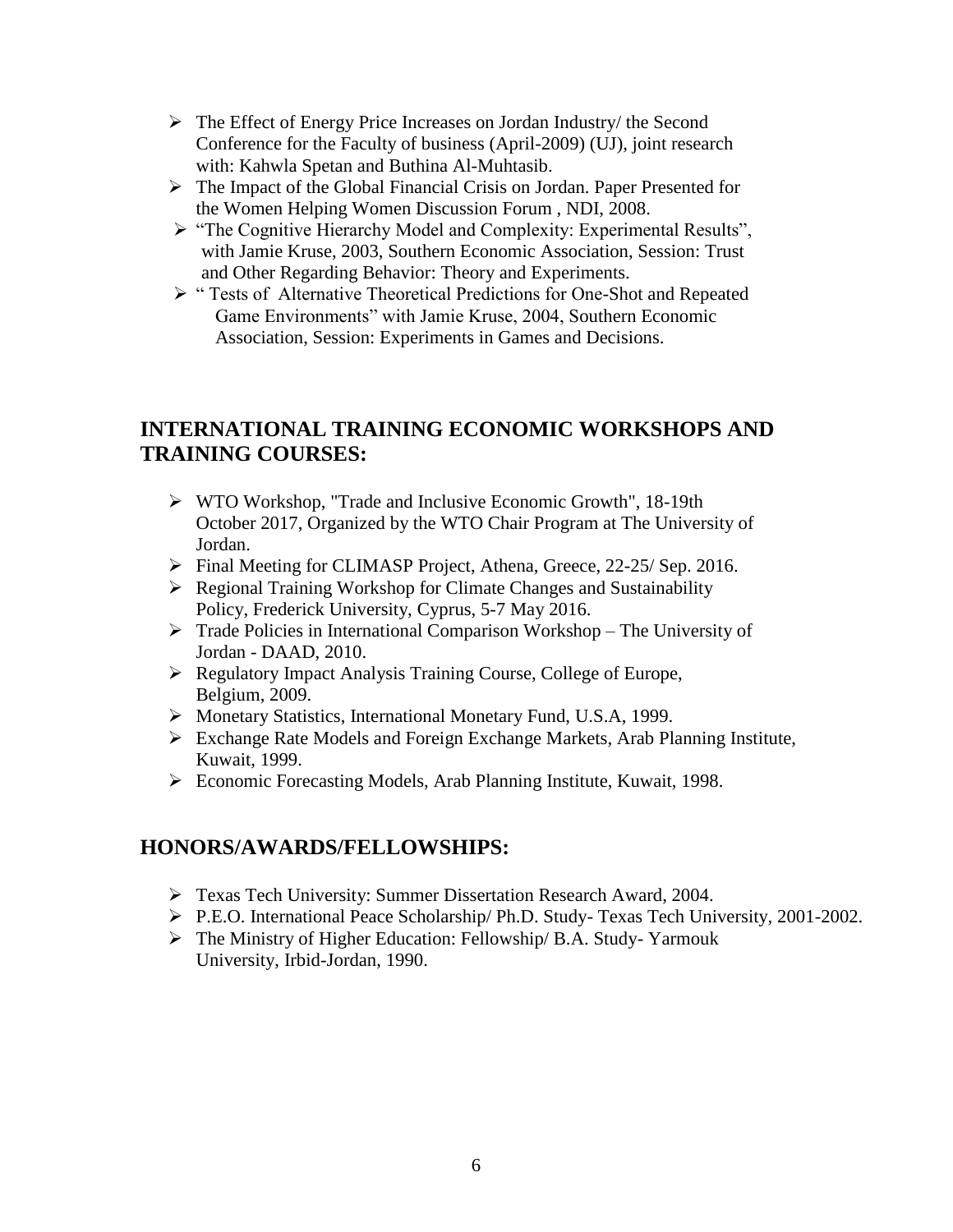- The Effect of Energy Price Increases on Jordan Industry/ the Second Conference for the Faculty of business (April-2009) (UJ), joint research with: Kahwla Spetan and Buthina Al-Muhtasib.
- The Impact of the Global Financial Crisis on Jordan. Paper Presented for the Women Helping Women Discussion Forum , NDI, 2008.
- "The Cognitive Hierarchy Model and Complexity: Experimental Results", with Jamie Kruse, 2003, Southern Economic Association, Session: Trust and Other Regarding Behavior: Theory and Experiments.
- " Tests of Alternative Theoretical Predictions for One-Shot and Repeated Game Environments" with Jamie Kruse, 2004, Southern Economic Association, Session: Experiments in Games and Decisions.

## INTERNATIONAL TRAINING ECONOMIC WORKSHOPS AND TRAINING COURSES:

- WTO Workshop, "Trade and Inclusive Economic Growth", 18-19th October 2017, Organized by the WTO Chair Program at The University of Jordan.
- Final Meeting for CLIMASP Project, Athena, Greece, 22-25/ Sep. 2016.
- Regional Training Workshop for Climate Changes and Sustainability Policy, Frederick University, Cyprus, 5-7 May 2016.
- Trade Policies in International Comparison Workshop – The University of Jordan - DAAD, 2010.
- Regulatory Impact Analysis Training Course, College of Europe, Belgium, 2009.
- Monetary Statistics, International Monetary Fund, U.S.A, 1999.
- Exchange Rate Models and Foreign Exchange Markets, Arab Planning Institute, Kuwait, 1999.
- Economic Forecasting Models, Arab Planning Institute, Kuwait, 1998.

## HONORS/AWARDS/FELLOWSHIPS:

- Texas Tech University: Summer Dissertation Research Award, 2004.
- P.E.O. International Peace Scholarship/ Ph.D. Study- Texas Tech University, 2001-2002.
- The Ministry of Higher Education: Fellowship/ B.A. Study- Yarmouk University, Irbid-Jordan, 1990.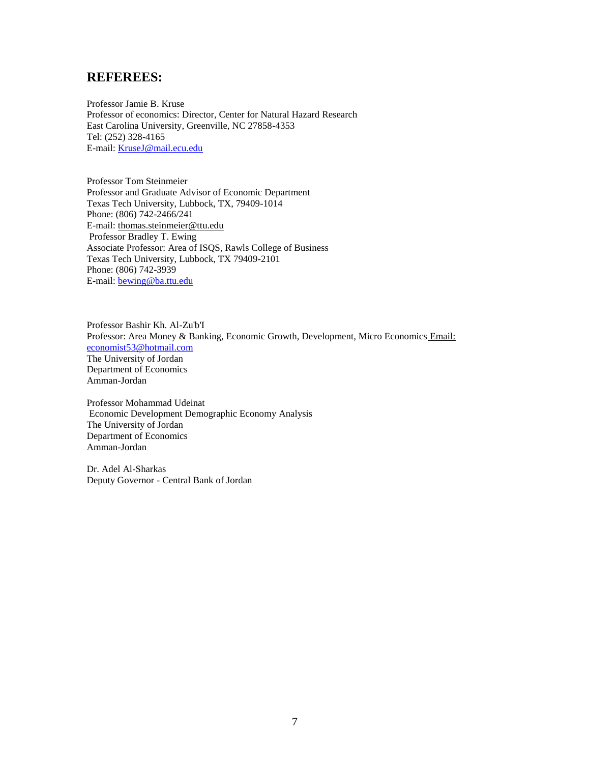## REFEREES:

Professor Jamie B. Kruse
Professor of economics: Director, Center for Natural Hazard Research
East Carolina University, Greenville, NC 27858-4353
Tel: (252) 328-4165
E-mail: KruseJ@mail.ecu.edu

Professor Tom Steinmeier
Professor and Graduate Advisor of Economic Department
Texas Tech University, Lubbock, TX, 79409-1014
Phone: (806) 742-2466/241
E-mail: thomas.steinmeier@ttu.edu

Professor Bradley T. Ewing
Associate Professor: Area of ISQS, Rawls College of Business
Texas Tech University, Lubbock, TX 79409-2101
Phone: (806) 742-3939
E-mail: bewing@ba.ttu.edu

Professor Bashir Kh. Al-Zu'b'I
Professor: Area Money & Banking, Economic Growth, Development, Micro Economics Email: economist53@hotmail.com
The University of Jordan
Department of Economics
Amman-Jordan

Professor Mohammad Udeinat
Economic Development Demographic Economy Analysis
The University of Jordan
Department of Economics
Amman-Jordan

Dr. Adel Al-Sharkas
Deputy Governor - Central Bank of Jordan